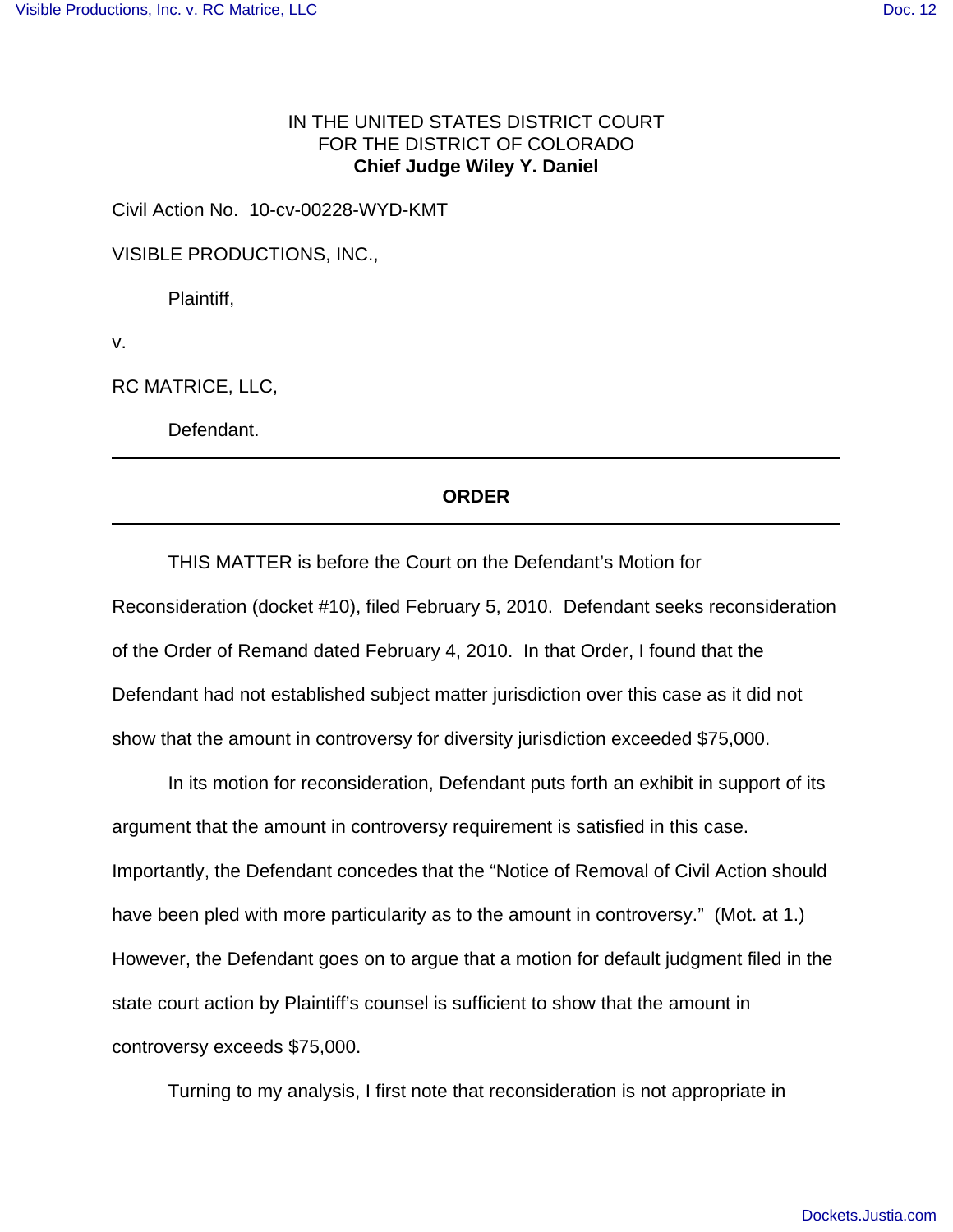IN THE UNITED STATES DISTRICT COURT
FOR THE DISTRICT OF COLORADO
**Chief Judge Wiley Y. Daniel**

Civil Action No. 10-cv-00228-WYD-KMT

VISIBLE PRODUCTIONS, INC.,

Plaintiff,

v.

RC MATRICE, LLC,

Defendant.

---

**ORDER**

---

THIS MATTER is before the Court on the Defendant's Motion for Reconsideration (docket #10), filed February 5, 2010. Defendant seeks reconsideration of the Order of Remand dated February 4, 2010. In that Order, I found that the Defendant had not established subject matter jurisdiction over this case as it did not show that the amount in controversy for diversity jurisdiction exceeded $75,000.

In its motion for reconsideration, Defendant puts forth an exhibit in support of its argument that the amount in controversy requirement is satisfied in this case. Importantly, the Defendant concedes that the "Notice of Removal of Civil Action should have been pled with more particularity as to the amount in controversy." (Mot. at 1.) However, the Defendant goes on to argue that a motion for default judgment filed in the state court action by Plaintiff's counsel is sufficient to show that the amount in controversy exceeds $75,000.

Turning to my analysis, I first note that reconsideration is not appropriate in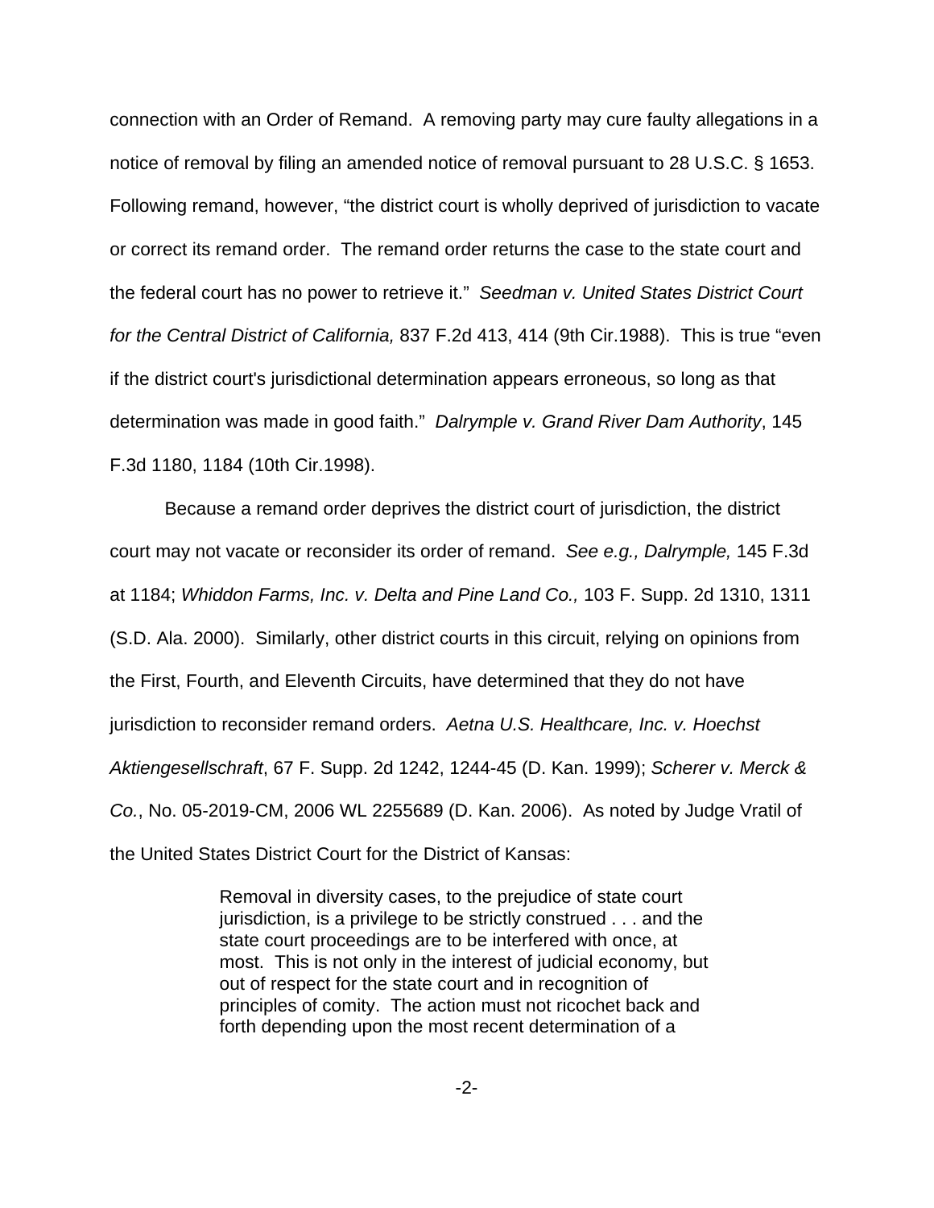connection with an Order of Remand. A removing party may cure faulty allegations in a notice of removal by filing an amended notice of removal pursuant to 28 U.S.C. § 1653. Following remand, however, "the district court is wholly deprived of jurisdiction to vacate or correct its remand order. The remand order returns the case to the state court and the federal court has no power to retrieve it." *Seedman v. United States District Court for the Central District of California,* 837 F.2d 413, 414 (9th Cir.1988). This is true "even if the district court's jurisdictional determination appears erroneous, so long as that determination was made in good faith." *Dalrymple v. Grand River Dam Authority*, 145 F.3d 1180, 1184 (10th Cir.1998).

Because a remand order deprives the district court of jurisdiction, the district court may not vacate or reconsider its order of remand. *See e.g., Dalrymple,* 145 F.3d at 1184; *Whiddon Farms, Inc. v. Delta and Pine Land Co.,* 103 F. Supp. 2d 1310, 1311 (S.D. Ala. 2000). Similarly, other district courts in this circuit, relying on opinions from the First, Fourth, and Eleventh Circuits, have determined that they do not have jurisdiction to reconsider remand orders. *Aetna U.S. Healthcare, Inc. v. Hoechst Aktiengesellschraft*, 67 F. Supp. 2d 1242, 1244-45 (D. Kan. 1999); *Scherer v. Merck & Co.*, No. 05-2019-CM, 2006 WL 2255689 (D. Kan. 2006). As noted by Judge Vratil of the United States District Court for the District of Kansas:

> Removal in diversity cases, to the prejudice of state court jurisdiction, is a privilege to be strictly construed . . . and the state court proceedings are to be interfered with once, at most. This is not only in the interest of judicial economy, but out of respect for the state court and in recognition of principles of comity. The action must not ricochet back and forth depending upon the most recent determination of a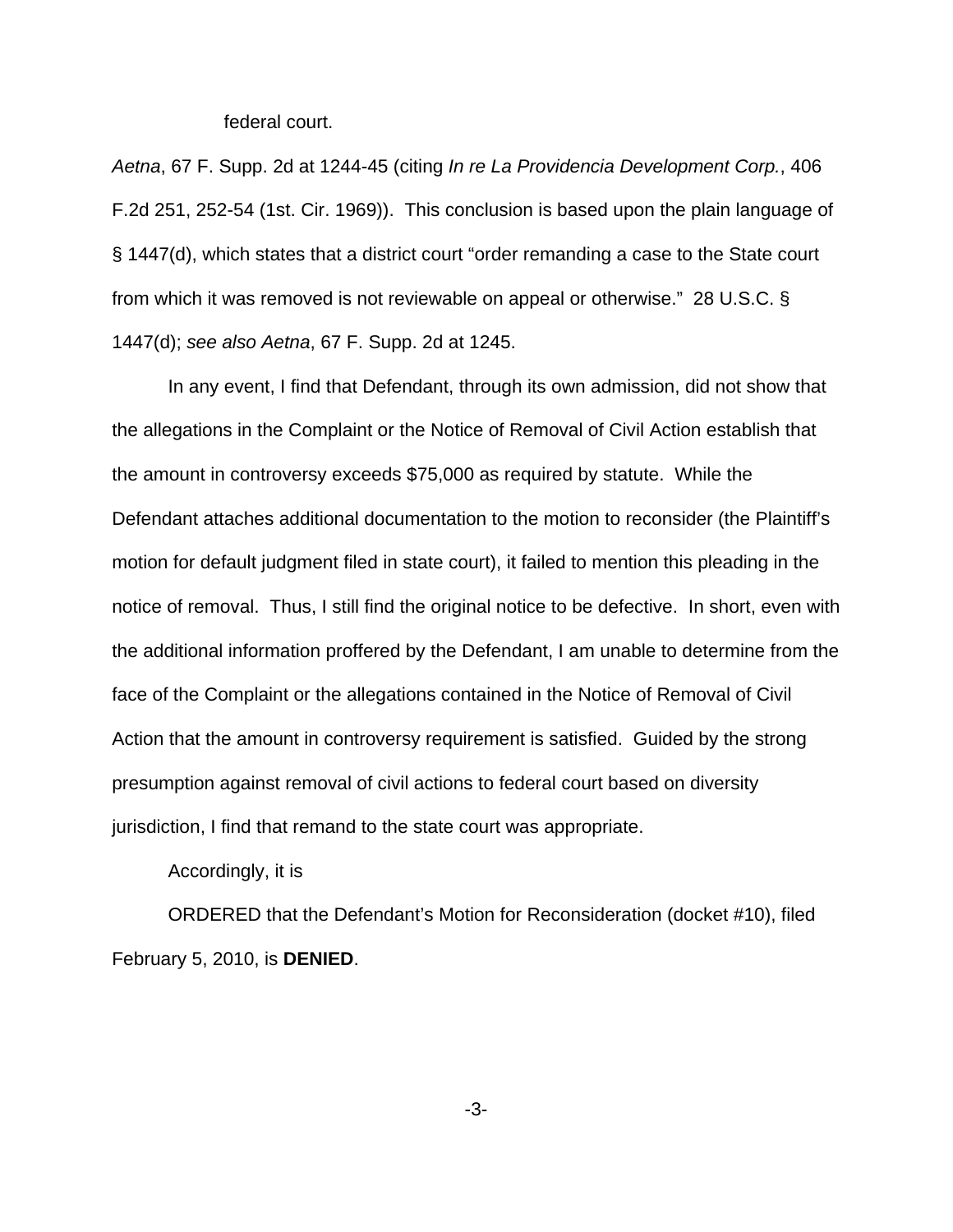federal court.

*Aetna*, 67 F. Supp. 2d at 1244-45 (citing *In re La Providencia Development Corp.*, 406 F.2d 251, 252-54 (1st. Cir. 1969)). This conclusion is based upon the plain language of § 1447(d), which states that a district court "order remanding a case to the State court from which it was removed is not reviewable on appeal or otherwise." 28 U.S.C. § 1447(d); *see also Aetna*, 67 F. Supp. 2d at 1245.

In any event, I find that Defendant, through its own admission, did not show that the allegations in the Complaint or the Notice of Removal of Civil Action establish that the amount in controversy exceeds $75,000 as required by statute. While the Defendant attaches additional documentation to the motion to reconsider (the Plaintiff's motion for default judgment filed in state court), it failed to mention this pleading in the notice of removal. Thus, I still find the original notice to be defective. In short, even with the additional information proffered by the Defendant, I am unable to determine from the face of the Complaint or the allegations contained in the Notice of Removal of Civil Action that the amount in controversy requirement is satisfied. Guided by the strong presumption against removal of civil actions to federal court based on diversity jurisdiction, I find that remand to the state court was appropriate.

Accordingly, it is

ORDERED that the Defendant's Motion for Reconsideration (docket #10), filed February 5, 2010, is **DENIED**.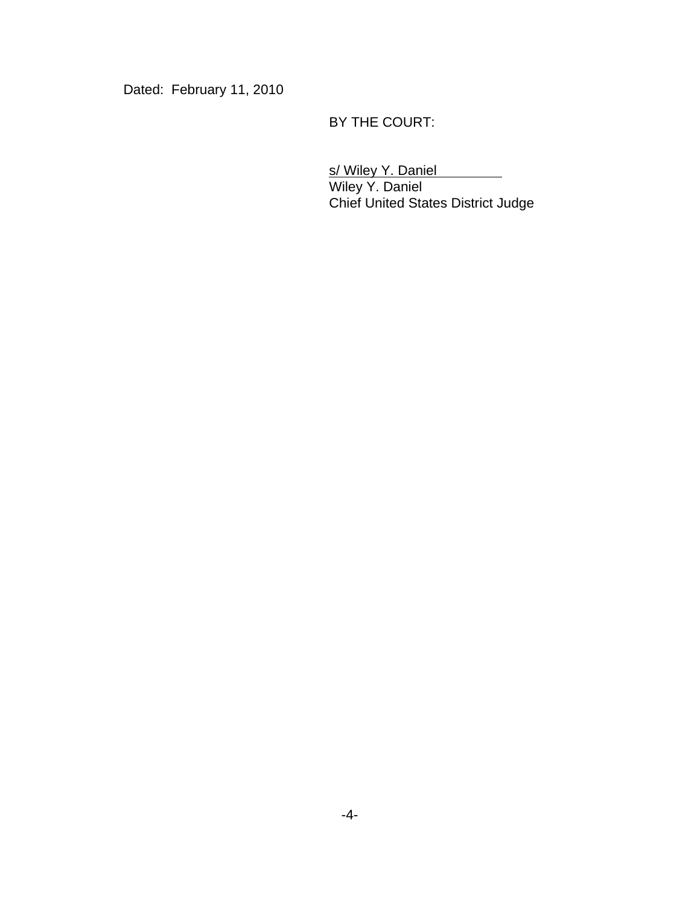Dated: February 11, 2010

BY THE COURT:

s/ Wiley Y. Daniel
Wiley Y. Daniel
Chief United States District Judge